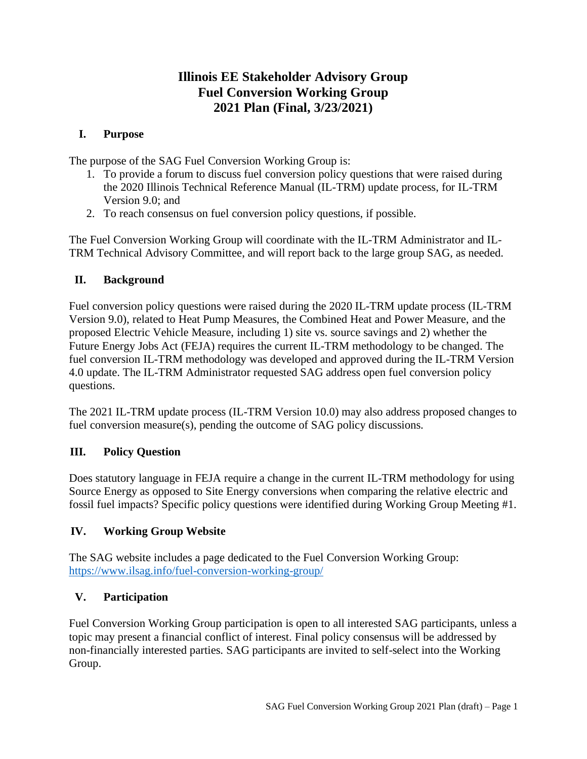# Illinois EE Stakeholder Advisory Group
# Fuel Conversion Working Group
# 2021 Plan (Final, 3/23/2021)

## I. Purpose

The purpose of the SAG Fuel Conversion Working Group is:

1. To provide a forum to discuss fuel conversion policy questions that were raised during the 2020 Illinois Technical Reference Manual (IL-TRM) update process, for IL-TRM Version 9.0; and
2. To reach consensus on fuel conversion policy questions, if possible.

The Fuel Conversion Working Group will coordinate with the IL-TRM Administrator and IL-TRM Technical Advisory Committee, and will report back to the large group SAG, as needed.

## II. Background

Fuel conversion policy questions were raised during the 2020 IL-TRM update process (IL-TRM Version 9.0), related to Heat Pump Measures, the Combined Heat and Power Measure, and the proposed Electric Vehicle Measure, including 1) site vs. source savings and 2) whether the Future Energy Jobs Act (FEJA) requires the current IL-TRM methodology to be changed. The fuel conversion IL-TRM methodology was developed and approved during the IL-TRM Version 4.0 update. The IL-TRM Administrator requested SAG address open fuel conversion policy questions.

The 2021 IL-TRM update process (IL-TRM Version 10.0) may also address proposed changes to fuel conversion measure(s), pending the outcome of SAG policy discussions.

## III. Policy Question

Does statutory language in FEJA require a change in the current IL-TRM methodology for using Source Energy as opposed to Site Energy conversions when comparing the relative electric and fossil fuel impacts? Specific policy questions were identified during Working Group Meeting #1.

## IV. Working Group Website

The SAG website includes a page dedicated to the Fuel Conversion Working Group: https://www.ilsag.info/fuel-conversion-working-group/

## V. Participation

Fuel Conversion Working Group participation is open to all interested SAG participants, unless a topic may present a financial conflict of interest. Final policy consensus will be addressed by non-financially interested parties. SAG participants are invited to self-select into the Working Group.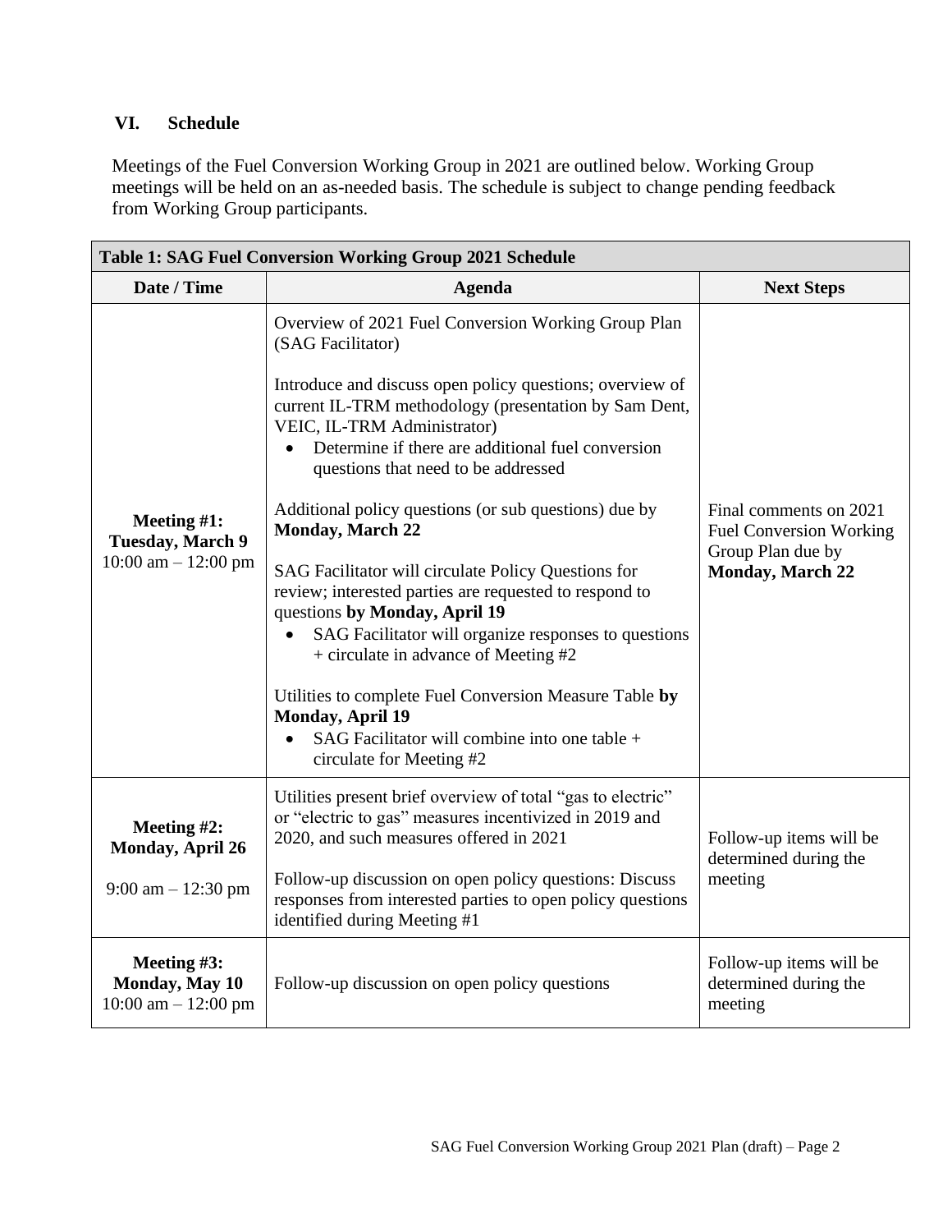## VI. Schedule

Meetings of the Fuel Conversion Working Group in 2021 are outlined below. Working Group meetings will be held on an as-needed basis. The schedule is subject to change pending feedback from Working Group participants.

| Table 1: SAG Fuel Conversion Working Group 2021 Schedule | | |
|---|---|---|
| **Date / Time** | **Agenda** | **Next Steps** |
| **Meeting #1:** **Tuesday, March 9** 10:00 am – 12:00 pm | Overview of 2021 Fuel Conversion Working Group Plan (SAG Facilitator)<br><br>Introduce and discuss open policy questions; overview of current IL-TRM methodology (presentation by Sam Dent, VEIC, IL-TRM Administrator)<br>• Determine if there are additional fuel conversion questions that need to be addressed<br><br>Additional policy questions (or sub questions) due by **Monday, March 22**<br><br>SAG Facilitator will circulate Policy Questions for review; interested parties are requested to respond to questions **by Monday, April 19**<br>• SAG Facilitator will organize responses to questions + circulate in advance of Meeting #2<br><br>Utilities to complete Fuel Conversion Measure Table **by Monday, April 19**<br>• SAG Facilitator will combine into one table + circulate for Meeting #2 | Final comments on 2021 Fuel Conversion Working Group Plan due by **Monday, March 22** |
| **Meeting #2:** **Monday, April 26** 9:00 am – 12:30 pm | Utilities present brief overview of total "gas to electric" or "electric to gas" measures incentivized in 2019 and 2020, and such measures offered in 2021<br><br>Follow-up discussion on open policy questions: Discuss responses from interested parties to open policy questions identified during Meeting #1 | Follow-up items will be determined during the meeting |
| **Meeting #3:** **Monday, May 10** 10:00 am – 12:00 pm | Follow-up discussion on open policy questions | Follow-up items will be determined during the meeting |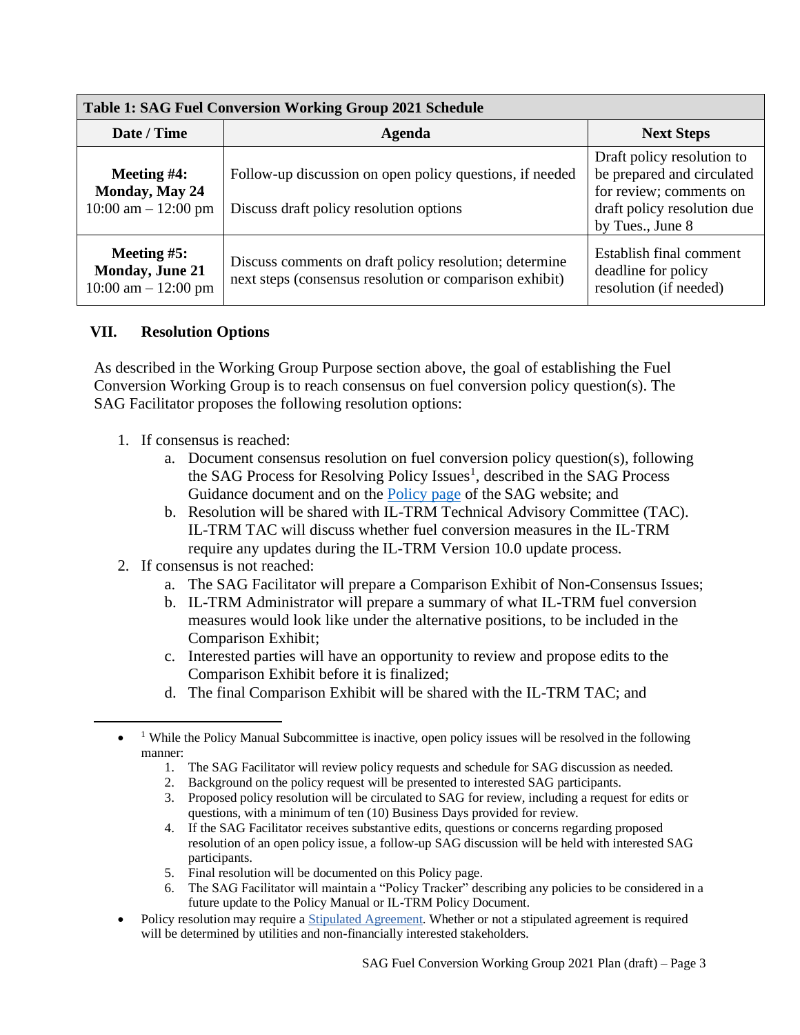| Table 1: SAG Fuel Conversion Working Group 2021 Schedule | | |
|---|---|---|
| **Date / Time** | **Agenda** | **Next Steps** |
| **Meeting #4: Monday, May 24** 10:00 am – 12:00 pm | Follow-up discussion on open policy questions, if needed<br><br>Discuss draft policy resolution options | Draft policy resolution to be prepared and circulated for review; comments on draft policy resolution due by Tues., June 8 |
| **Meeting #5: Monday, June 21** 10:00 am – 12:00 pm | Discuss comments on draft policy resolution; determine next steps (consensus resolution or comparison exhibit) | Establish final comment deadline for policy resolution (if needed) |

## VII. Resolution Options

As described in the Working Group Purpose section above, the goal of establishing the Fuel Conversion Working Group is to reach consensus on fuel conversion policy question(s). The SAG Facilitator proposes the following resolution options:

1. If consensus is reached:
   a. Document consensus resolution on fuel conversion policy question(s), following the SAG Process for Resolving Policy Issues[1], described in the SAG Process Guidance document and on the Policy page of the SAG website; and
   b. Resolution will be shared with IL-TRM Technical Advisory Committee (TAC). IL-TRM TAC will discuss whether fuel conversion measures in the IL-TRM require any updates during the IL-TRM Version 10.0 update process.
2. If consensus is not reached:
   a. The SAG Facilitator will prepare a Comparison Exhibit of Non-Consensus Issues;
   b. IL-TRM Administrator will prepare a summary of what IL-TRM fuel conversion measures would look like under the alternative positions, to be included in the Comparison Exhibit;
   c. Interested parties will have an opportunity to review and propose edits to the Comparison Exhibit before it is finalized;
   d. The final Comparison Exhibit will be shared with the IL-TRM TAC; and

---

- [1] While the Policy Manual Subcommittee is inactive, open policy issues will be resolved in the following manner:
  1. The SAG Facilitator will review policy requests and schedule for SAG discussion as needed.
  2. Background on the policy request will be presented to interested SAG participants.
  3. Proposed policy resolution will be circulated to SAG for review, including a request for edits or questions, with a minimum of ten (10) Business Days provided for review.
  4. If the SAG Facilitator receives substantive edits, questions or concerns regarding proposed resolution of an open policy issue, a follow-up SAG discussion will be held with interested SAG participants.
  5. Final resolution will be documented on this Policy page.
  6. The SAG Facilitator will maintain a "Policy Tracker" describing any policies to be considered in a future update to the Policy Manual or IL-TRM Policy Document.
- Policy resolution may require a Stipulated Agreement. Whether or not a stipulated agreement is required will be determined by utilities and non-financially interested stakeholders.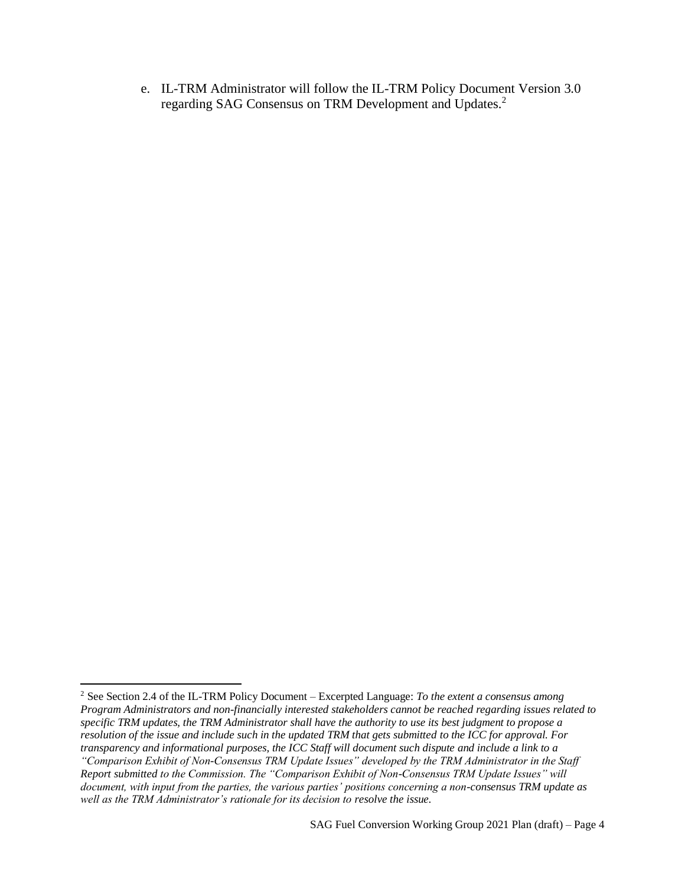e. IL-TRM Administrator will follow the IL-TRM Policy Document Version 3.0 regarding SAG Consensus on TRM Development and Updates.[2]

[2] See Section 2.4 of the IL-TRM Policy Document – Excerpted Language: *To the extent a consensus among Program Administrators and non-financially interested stakeholders cannot be reached regarding issues related to specific TRM updates, the TRM Administrator shall have the authority to use its best judgment to propose a resolution of the issue and include such in the updated TRM that gets submitted to the ICC for approval. For transparency and informational purposes, the ICC Staff will document such dispute and include a link to a "Comparison Exhibit of Non-Consensus TRM Update Issues" developed by the TRM Administrator in the Staff Report submitted to the Commission. The "Comparison Exhibit of Non-Consensus TRM Update Issues" will document, with input from the parties, the various parties' positions concerning a non-consensus TRM update as well as the TRM Administrator's rationale for its decision to resolve the issue.*